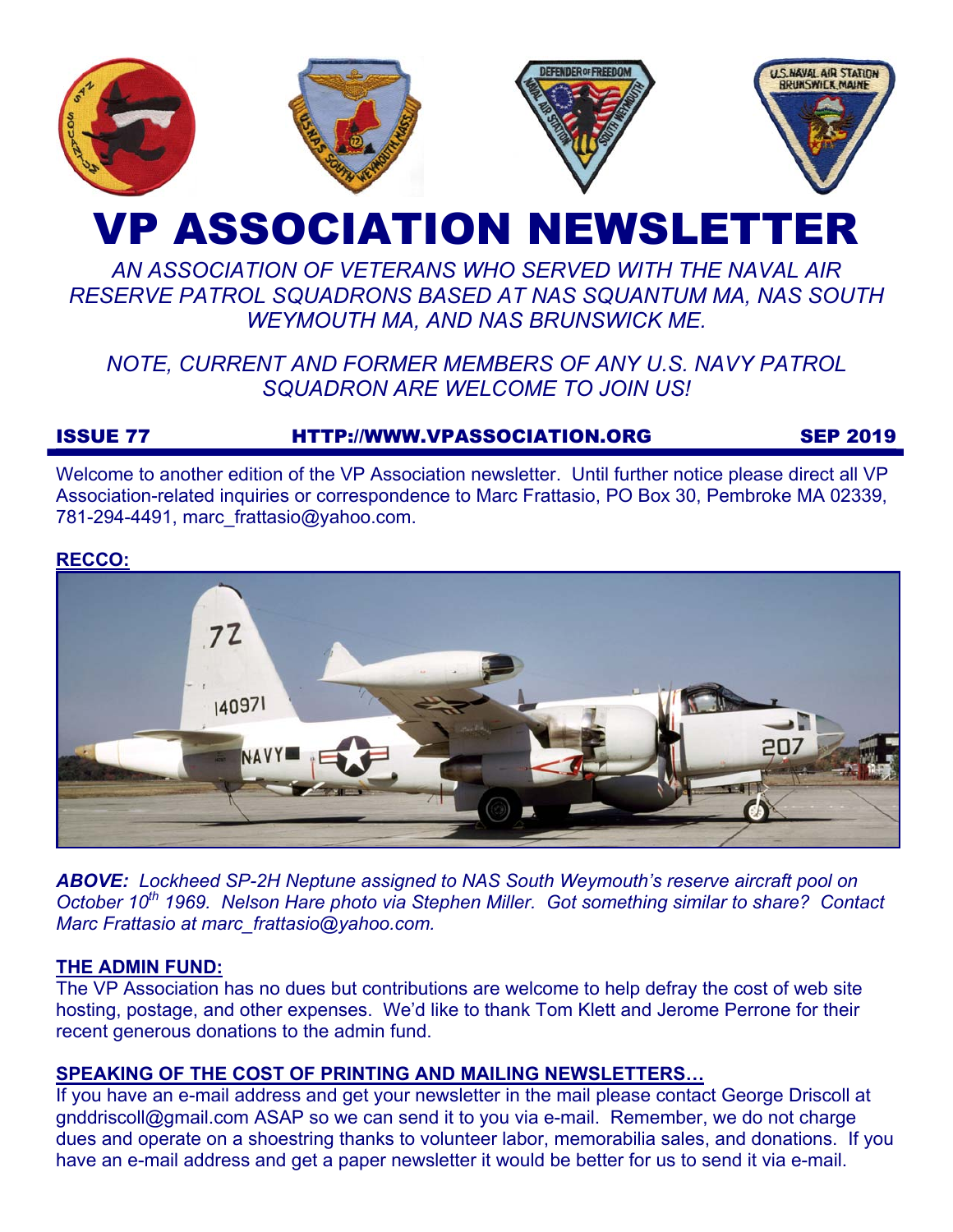# VP ASSOCIATION NEWSLETTER

*AN ASSOCIATION OF VETERANS WHO SERVED WITH THE NAVAL AIR RESERVE PATROL SQUADRONS BASED AT NAS SQUANTUM MA, NAS SOUTH WEYMOUTH MA, AND NAS BRUNSWICK ME.*

*NOTE, CURRENT AND FORMER MEMBERS OF ANY U.S. NAVY PATROL SQUADRON ARE WELCOME TO JOIN US!*

**ISSUE 77** **HTTP://WWW.VPASSOCIATION.ORG** **SEP 2019**

Welcome to another edition of the VP Association newsletter. Until further notice please direct all VP Association-related inquiries or correspondence to Marc Frattasio, PO Box 30, Pembroke MA 02339, 781-294-4491, marc_frattasio@yahoo.com.

## RECCO:

***ABOVE:*** *Lockheed SP-2H Neptune assigned to NAS South Weymouth's reserve aircraft pool on October 10th 1969. Nelson Hare photo via Stephen Miller. Got something similar to share? Contact Marc Frattasio at marc_frattasio@yahoo.com.*

## THE ADMIN FUND:

The VP Association has no dues but contributions are welcome to help defray the cost of web site hosting, postage, and other expenses. We'd like to thank Tom Klett and Jerome Perrone for their recent generous donations to the admin fund.

## SPEAKING OF THE COST OF PRINTING AND MAILING NEWSLETTERS…

If you have an e-mail address and get your newsletter in the mail please contact George Driscoll at gnddriscoll@gmail.com ASAP so we can send it to you via e-mail. Remember, we do not charge dues and operate on a shoestring thanks to volunteer labor, memorabilia sales, and donations. If you have an e-mail address and get a paper newsletter it would be better for us to send it via e-mail.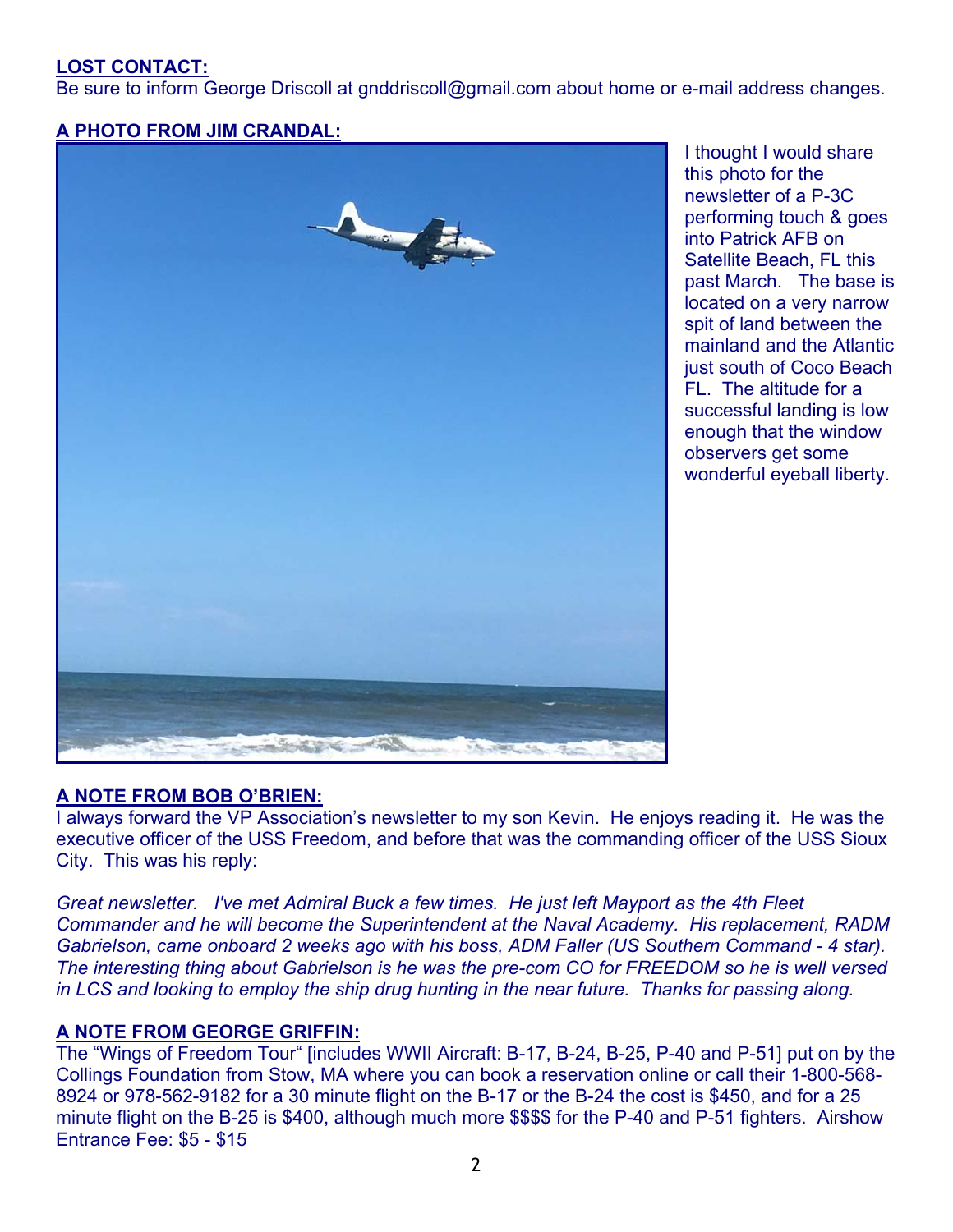**LOST CONTACT:**

Be sure to inform George Driscoll at gnddriscoll@gmail.com about home or e-mail address changes.

**A PHOTO FROM JIM CRANDAL:**

I thought I would share this photo for the newsletter of a P-3C performing touch & goes into Patrick AFB on Satellite Beach, FL this past March. The base is located on a very narrow spit of land between the mainland and the Atlantic just south of Coco Beach FL. The altitude for a successful landing is low enough that the window observers get some wonderful eyeball liberty.

**A NOTE FROM BOB O'BRIEN:**

I always forward the VP Association's newsletter to my son Kevin. He enjoys reading it. He was the executive officer of the USS Freedom, and before that was the commanding officer of the USS Sioux City. This was his reply:

*Great newsletter. I've met Admiral Buck a few times. He just left Mayport as the 4th Fleet Commander and he will become the Superintendent at the Naval Academy. His replacement, RADM Gabrielson, came onboard 2 weeks ago with his boss, ADM Faller (US Southern Command - 4 star). The interesting thing about Gabrielson is he was the pre-com CO for FREEDOM so he is well versed in LCS and looking to employ the ship drug hunting in the near future. Thanks for passing along.*

**A NOTE FROM GEORGE GRIFFIN:**

The "Wings of Freedom Tour" [includes WWII Aircraft: B-17, B-24, B-25, P-40 and P-51] put on by the Collings Foundation from Stow, MA where you can book a reservation online or call their 1-800-568-8924 or 978-562-9182 for a 30 minute flight on the B-17 or the B-24 the cost is $450, and for a 25 minute flight on the B-25 is $400, although much more $$$$ for the P-40 and P-51 fighters. Airshow Entrance Fee: $5 - $15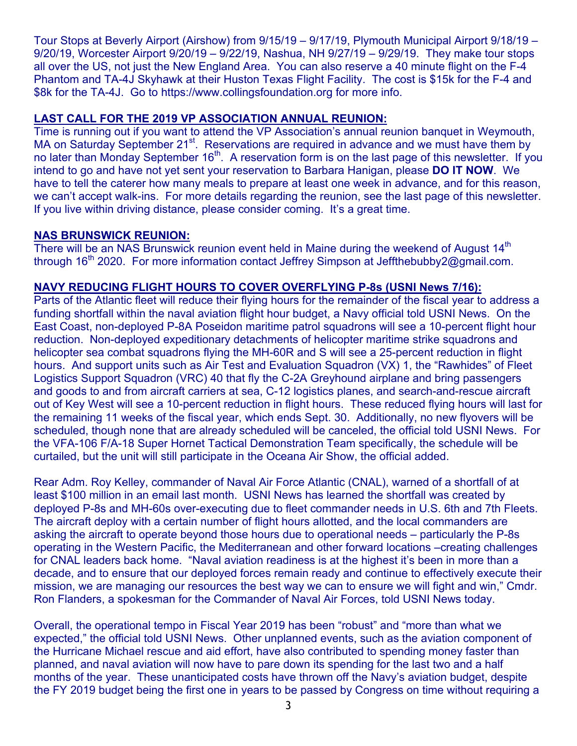Tour Stops at Beverly Airport (Airshow) from 9/15/19 – 9/17/19, Plymouth Municipal Airport 9/18/19 – 9/20/19, Worcester Airport 9/20/19 – 9/22/19, Nashua, NH 9/27/19 – 9/29/19. They make tour stops all over the US, not just the New England Area. You can also reserve a 40 minute flight on the F-4 Phantom and TA-4J Skyhawk at their Huston Texas Flight Facility. The cost is $15k for the F-4 and $8k for the TA-4J. Go to https://www.collingsfoundation.org for more info.

**LAST CALL FOR THE 2019 VP ASSOCIATION ANNUAL REUNION:**

Time is running out if you want to attend the VP Association's annual reunion banquet in Weymouth, MA on Saturday September 21st. Reservations are required in advance and we must have them by no later than Monday September 16th. A reservation form is on the last page of this newsletter. If you intend to go and have not yet sent your reservation to Barbara Hanigan, please **DO IT NOW**. We have to tell the caterer how many meals to prepare at least one week in advance, and for this reason, we can't accept walk-ins. For more details regarding the reunion, see the last page of this newsletter. If you live within driving distance, please consider coming. It's a great time.

**NAS BRUNSWICK REUNION:**

There will be an NAS Brunswick reunion event held in Maine during the weekend of August 14th through 16th 2020. For more information contact Jeffrey Simpson at Jeffthebubby2@gmail.com.

**NAVY REDUCING FLIGHT HOURS TO COVER OVERFLYING P-8s (USNI News 7/16):**

Parts of the Atlantic fleet will reduce their flying hours for the remainder of the fiscal year to address a funding shortfall within the naval aviation flight hour budget, a Navy official told USNI News. On the East Coast, non-deployed P-8A Poseidon maritime patrol squadrons will see a 10-percent flight hour reduction. Non-deployed expeditionary detachments of helicopter maritime strike squadrons and helicopter sea combat squadrons flying the MH-60R and S will see a 25-percent reduction in flight hours. And support units such as Air Test and Evaluation Squadron (VX) 1, the "Rawhides" of Fleet Logistics Support Squadron (VRC) 40 that fly the C-2A Greyhound airplane and bring passengers and goods to and from aircraft carriers at sea, C-12 logistics planes, and search-and-rescue aircraft out of Key West will see a 10-percent reduction in flight hours. These reduced flying hours will last for the remaining 11 weeks of the fiscal year, which ends Sept. 30. Additionally, no new flyovers will be scheduled, though none that are already scheduled will be canceled, the official told USNI News. For the VFA-106 F/A-18 Super Hornet Tactical Demonstration Team specifically, the schedule will be curtailed, but the unit will still participate in the Oceana Air Show, the official added.

Rear Adm. Roy Kelley, commander of Naval Air Force Atlantic (CNAL), warned of a shortfall of at least $100 million in an email last month. USNI News has learned the shortfall was created by deployed P-8s and MH-60s over-executing due to fleet commander needs in U.S. 6th and 7th Fleets. The aircraft deploy with a certain number of flight hours allotted, and the local commanders are asking the aircraft to operate beyond those hours due to operational needs – particularly the P-8s operating in the Western Pacific, the Mediterranean and other forward locations –creating challenges for CNAL leaders back home. "Naval aviation readiness is at the highest it's been in more than a decade, and to ensure that our deployed forces remain ready and continue to effectively execute their mission, we are managing our resources the best way we can to ensure we will fight and win," Cmdr. Ron Flanders, a spokesman for the Commander of Naval Air Forces, told USNI News today.

Overall, the operational tempo in Fiscal Year 2019 has been "robust" and "more than what we expected," the official told USNI News. Other unplanned events, such as the aviation component of the Hurricane Michael rescue and aid effort, have also contributed to spending money faster than planned, and naval aviation will now have to pare down its spending for the last two and a half months of the year. These unanticipated costs have thrown off the Navy's aviation budget, despite the FY 2019 budget being the first one in years to be passed by Congress on time without requiring a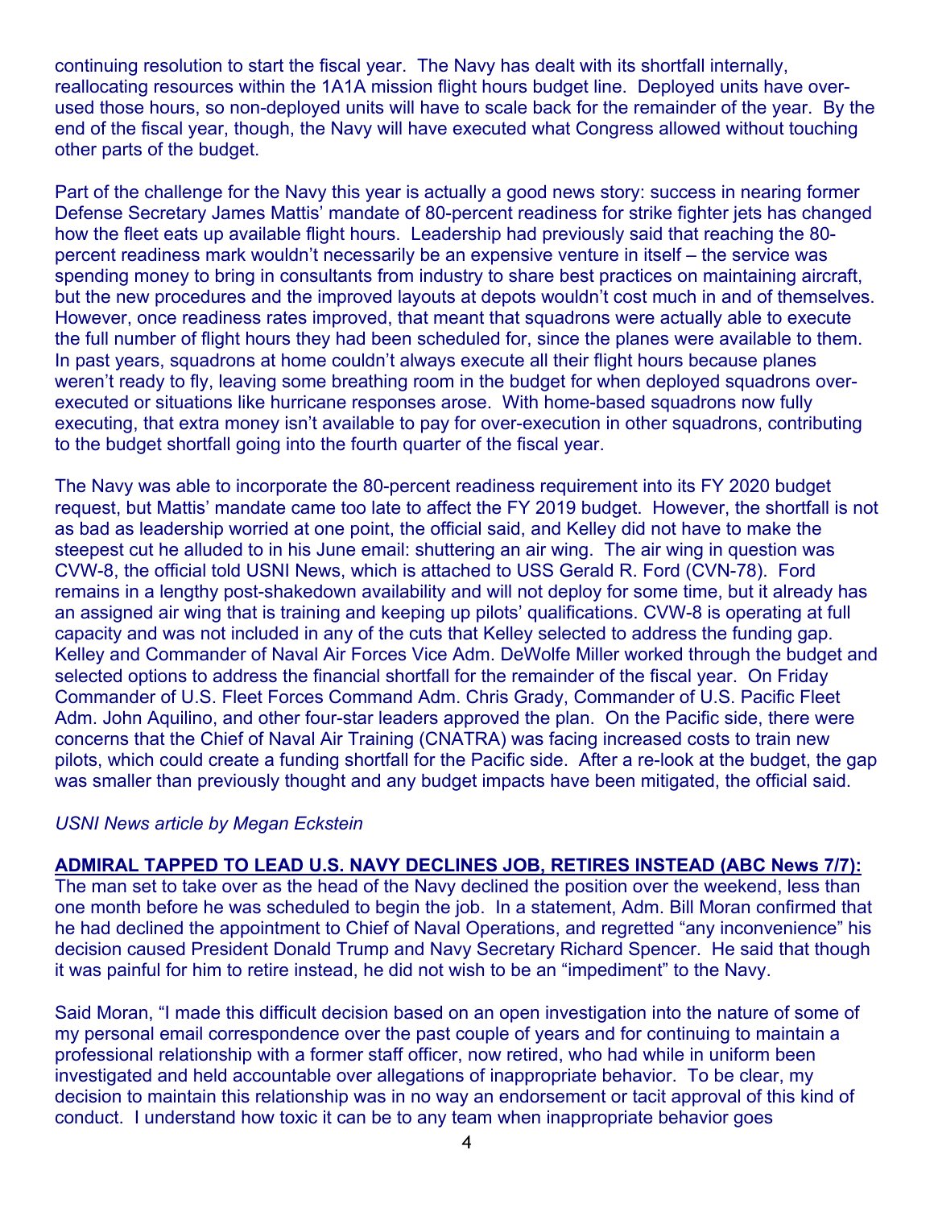continuing resolution to start the fiscal year. The Navy has dealt with its shortfall internally, reallocating resources within the 1A1A mission flight hours budget line. Deployed units have over-used those hours, so non-deployed units will have to scale back for the remainder of the year. By the end of the fiscal year, though, the Navy will have executed what Congress allowed without touching other parts of the budget.

Part of the challenge for the Navy this year is actually a good news story: success in nearing former Defense Secretary James Mattis' mandate of 80-percent readiness for strike fighter jets has changed how the fleet eats up available flight hours. Leadership had previously said that reaching the 80-percent readiness mark wouldn't necessarily be an expensive venture in itself – the service was spending money to bring in consultants from industry to share best practices on maintaining aircraft, but the new procedures and the improved layouts at depots wouldn't cost much in and of themselves. However, once readiness rates improved, that meant that squadrons were actually able to execute the full number of flight hours they had been scheduled for, since the planes were available to them. In past years, squadrons at home couldn't always execute all their flight hours because planes weren't ready to fly, leaving some breathing room in the budget for when deployed squadrons over-executed or situations like hurricane responses arose. With home-based squadrons now fully executing, that extra money isn't available to pay for over-execution in other squadrons, contributing to the budget shortfall going into the fourth quarter of the fiscal year.

The Navy was able to incorporate the 80-percent readiness requirement into its FY 2020 budget request, but Mattis' mandate came too late to affect the FY 2019 budget. However, the shortfall is not as bad as leadership worried at one point, the official said, and Kelley did not have to make the steepest cut he alluded to in his June email: shuttering an air wing. The air wing in question was CVW-8, the official told USNI News, which is attached to USS Gerald R. Ford (CVN-78). Ford remains in a lengthy post-shakedown availability and will not deploy for some time, but it already has an assigned air wing that is training and keeping up pilots' qualifications. CVW-8 is operating at full capacity and was not included in any of the cuts that Kelley selected to address the funding gap. Kelley and Commander of Naval Air Forces Vice Adm. DeWolfe Miller worked through the budget and selected options to address the financial shortfall for the remainder of the fiscal year. On Friday Commander of U.S. Fleet Forces Command Adm. Chris Grady, Commander of U.S. Pacific Fleet Adm. John Aquilino, and other four-star leaders approved the plan. On the Pacific side, there were concerns that the Chief of Naval Air Training (CNATRA) was facing increased costs to train new pilots, which could create a funding shortfall for the Pacific side. After a re-look at the budget, the gap was smaller than previously thought and any budget impacts have been mitigated, the official said.

*USNI News article by Megan Eckstein*

**ADMIRAL TAPPED TO LEAD U.S. NAVY DECLINES JOB, RETIRES INSTEAD (ABC News 7/7):**
The man set to take over as the head of the Navy declined the position over the weekend, less than one month before he was scheduled to begin the job. In a statement, Adm. Bill Moran confirmed that he had declined the appointment to Chief of Naval Operations, and regretted "any inconvenience" his decision caused President Donald Trump and Navy Secretary Richard Spencer. He said that though it was painful for him to retire instead, he did not wish to be an "impediment" to the Navy.

Said Moran, "I made this difficult decision based on an open investigation into the nature of some of my personal email correspondence over the past couple of years and for continuing to maintain a professional relationship with a former staff officer, now retired, who had while in uniform been investigated and held accountable over allegations of inappropriate behavior. To be clear, my decision to maintain this relationship was in no way an endorsement or tacit approval of this kind of conduct. I understand how toxic it can be to any team when inappropriate behavior goes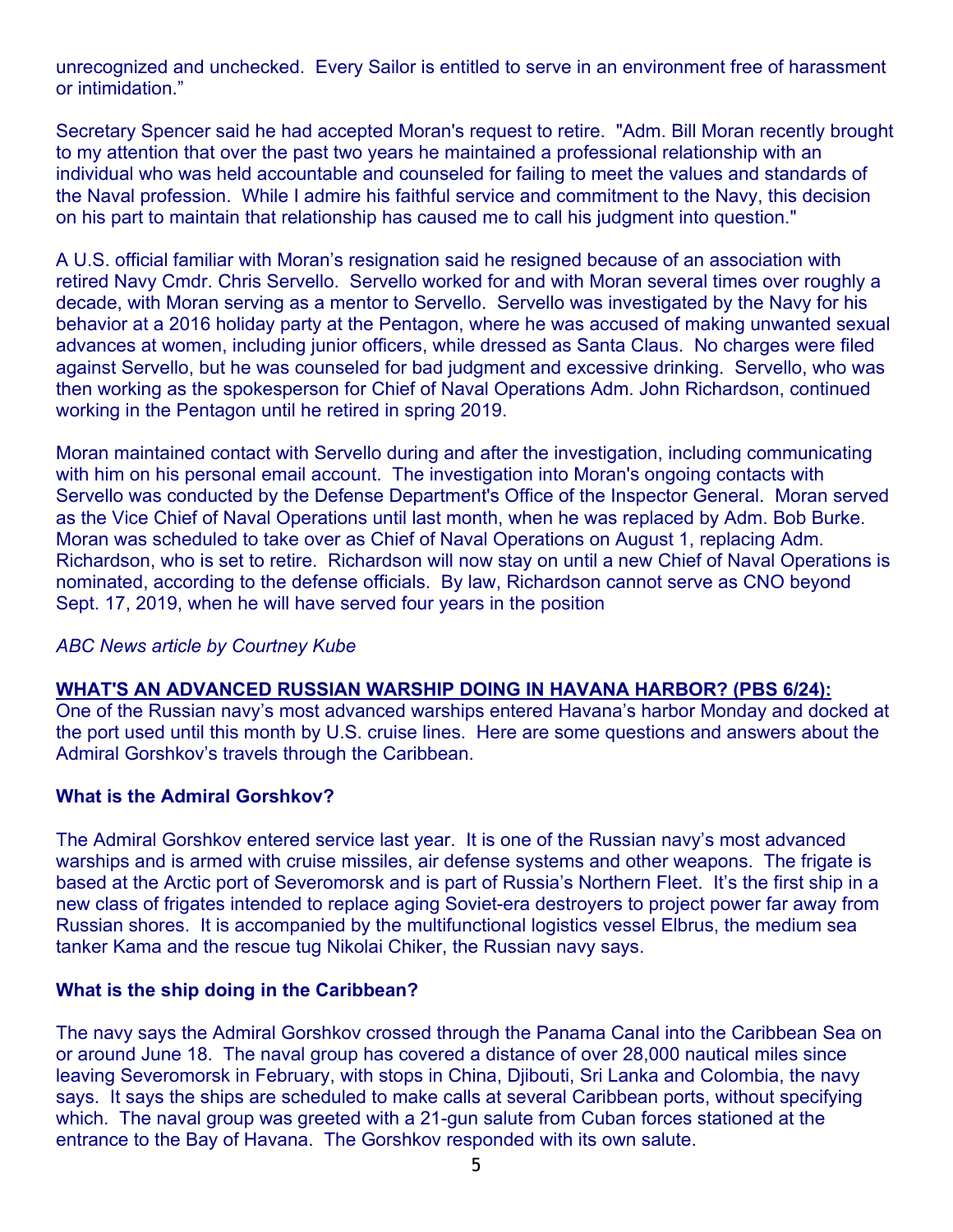unrecognized and unchecked.  Every Sailor is entitled to serve in an environment free of harassment or intimidation."

Secretary Spencer said he had accepted Moran's request to retire.  "Adm. Bill Moran recently brought to my attention that over the past two years he maintained a professional relationship with an individual who was held accountable and counseled for failing to meet the values and standards of the Naval profession.  While I admire his faithful service and commitment to the Navy, this decision on his part to maintain that relationship has caused me to call his judgment into question."

A U.S. official familiar with Moran's resignation said he resigned because of an association with retired Navy Cmdr. Chris Servello.  Servello worked for and with Moran several times over roughly a decade, with Moran serving as a mentor to Servello.  Servello was investigated by the Navy for his behavior at a 2016 holiday party at the Pentagon, where he was accused of making unwanted sexual advances at women, including junior officers, while dressed as Santa Claus.  No charges were filed against Servello, but he was counseled for bad judgment and excessive drinking.  Servello, who was then working as the spokesperson for Chief of Naval Operations Adm. John Richardson, continued working in the Pentagon until he retired in spring 2019.

Moran maintained contact with Servello during and after the investigation, including communicating with him on his personal email account.  The investigation into Moran's ongoing contacts with Servello was conducted by the Defense Department's Office of the Inspector General.  Moran served as the Vice Chief of Naval Operations until last month, when he was replaced by Adm. Bob Burke.  Moran was scheduled to take over as Chief of Naval Operations on August 1, replacing Adm. Richardson, who is set to retire.  Richardson will now stay on until a new Chief of Naval Operations is nominated, according to the defense officials.  By law, Richardson cannot serve as CNO beyond Sept. 17, 2019, when he will have served four years in the position

*ABC News article by Courtney Kube*

**WHAT'S AN ADVANCED RUSSIAN WARSHIP DOING IN HAVANA HARBOR? (PBS 6/24):**
One of the Russian navy's most advanced warships entered Havana's harbor Monday and docked at the port used until this month by U.S. cruise lines.  Here are some questions and answers about the Admiral Gorshkov's travels through the Caribbean.

**What is the Admiral Gorshkov?**

The Admiral Gorshkov entered service last year.  It is one of the Russian navy's most advanced warships and is armed with cruise missiles, air defense systems and other weapons.  The frigate is based at the Arctic port of Severomorsk and is part of Russia's Northern Fleet.  It's the first ship in a new class of frigates intended to replace aging Soviet-era destroyers to project power far away from Russian shores.  It is accompanied by the multifunctional logistics vessel Elbrus, the medium sea tanker Kama and the rescue tug Nikolai Chiker, the Russian navy says.

**What is the ship doing in the Caribbean?**

The navy says the Admiral Gorshkov crossed through the Panama Canal into the Caribbean Sea on or around June 18.  The naval group has covered a distance of over 28,000 nautical miles since leaving Severomorsk in February, with stops in China, Djibouti, Sri Lanka and Colombia, the navy says.  It says the ships are scheduled to make calls at several Caribbean ports, without specifying which.  The naval group was greeted with a 21-gun salute from Cuban forces stationed at the entrance to the Bay of Havana.  The Gorshkov responded with its own salute.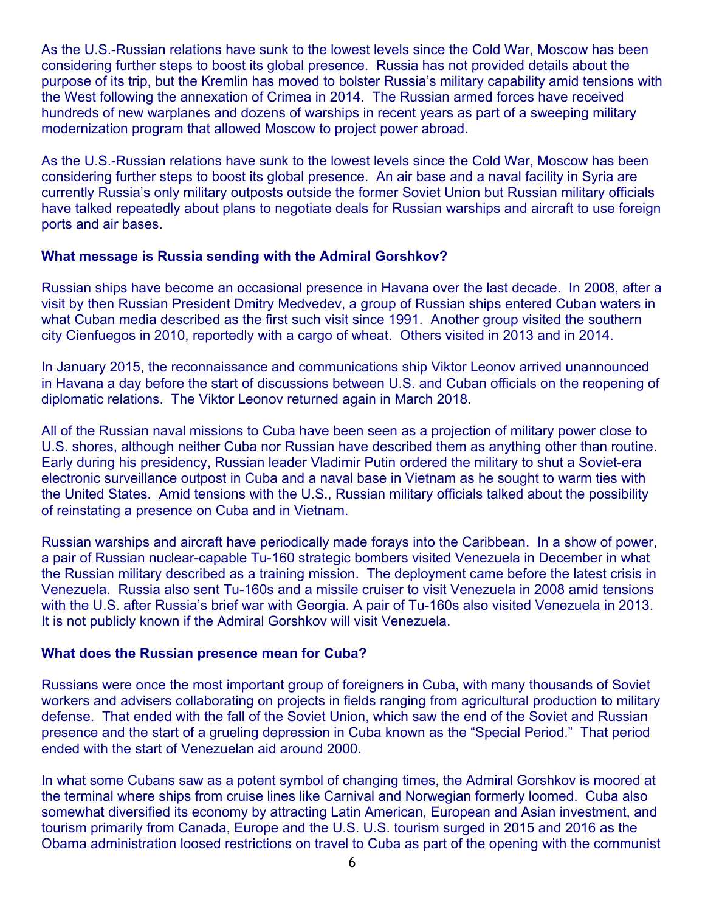As the U.S.-Russian relations have sunk to the lowest levels since the Cold War, Moscow has been considering further steps to boost its global presence. Russia has not provided details about the purpose of its trip, but the Kremlin has moved to bolster Russia's military capability amid tensions with the West following the annexation of Crimea in 2014. The Russian armed forces have received hundreds of new warplanes and dozens of warships in recent years as part of a sweeping military modernization program that allowed Moscow to project power abroad.

As the U.S.-Russian relations have sunk to the lowest levels since the Cold War, Moscow has been considering further steps to boost its global presence. An air base and a naval facility in Syria are currently Russia's only military outposts outside the former Soviet Union but Russian military officials have talked repeatedly about plans to negotiate deals for Russian warships and aircraft to use foreign ports and air bases.

**What message is Russia sending with the Admiral Gorshkov?**

Russian ships have become an occasional presence in Havana over the last decade. In 2008, after a visit by then Russian President Dmitry Medvedev, a group of Russian ships entered Cuban waters in what Cuban media described as the first such visit since 1991. Another group visited the southern city Cienfuegos in 2010, reportedly with a cargo of wheat. Others visited in 2013 and in 2014.

In January 2015, the reconnaissance and communications ship Viktor Leonov arrived unannounced in Havana a day before the start of discussions between U.S. and Cuban officials on the reopening of diplomatic relations. The Viktor Leonov returned again in March 2018.

All of the Russian naval missions to Cuba have been seen as a projection of military power close to U.S. shores, although neither Cuba nor Russian have described them as anything other than routine. Early during his presidency, Russian leader Vladimir Putin ordered the military to shut a Soviet-era electronic surveillance outpost in Cuba and a naval base in Vietnam as he sought to warm ties with the United States. Amid tensions with the U.S., Russian military officials talked about the possibility of reinstating a presence on Cuba and in Vietnam.

Russian warships and aircraft have periodically made forays into the Caribbean. In a show of power, a pair of Russian nuclear-capable Tu-160 strategic bombers visited Venezuela in December in what the Russian military described as a training mission. The deployment came before the latest crisis in Venezuela. Russia also sent Tu-160s and a missile cruiser to visit Venezuela in 2008 amid tensions with the U.S. after Russia's brief war with Georgia. A pair of Tu-160s also visited Venezuela in 2013. It is not publicly known if the Admiral Gorshkov will visit Venezuela.

**What does the Russian presence mean for Cuba?**

Russians were once the most important group of foreigners in Cuba, with many thousands of Soviet workers and advisers collaborating on projects in fields ranging from agricultural production to military defense. That ended with the fall of the Soviet Union, which saw the end of the Soviet and Russian presence and the start of a grueling depression in Cuba known as the "Special Period." That period ended with the start of Venezuelan aid around 2000.

In what some Cubans saw as a potent symbol of changing times, the Admiral Gorshkov is moored at the terminal where ships from cruise lines like Carnival and Norwegian formerly loomed. Cuba also somewhat diversified its economy by attracting Latin American, European and Asian investment, and tourism primarily from Canada, Europe and the U.S. U.S. tourism surged in 2015 and 2016 as the Obama administration loosed restrictions on travel to Cuba as part of the opening with the communist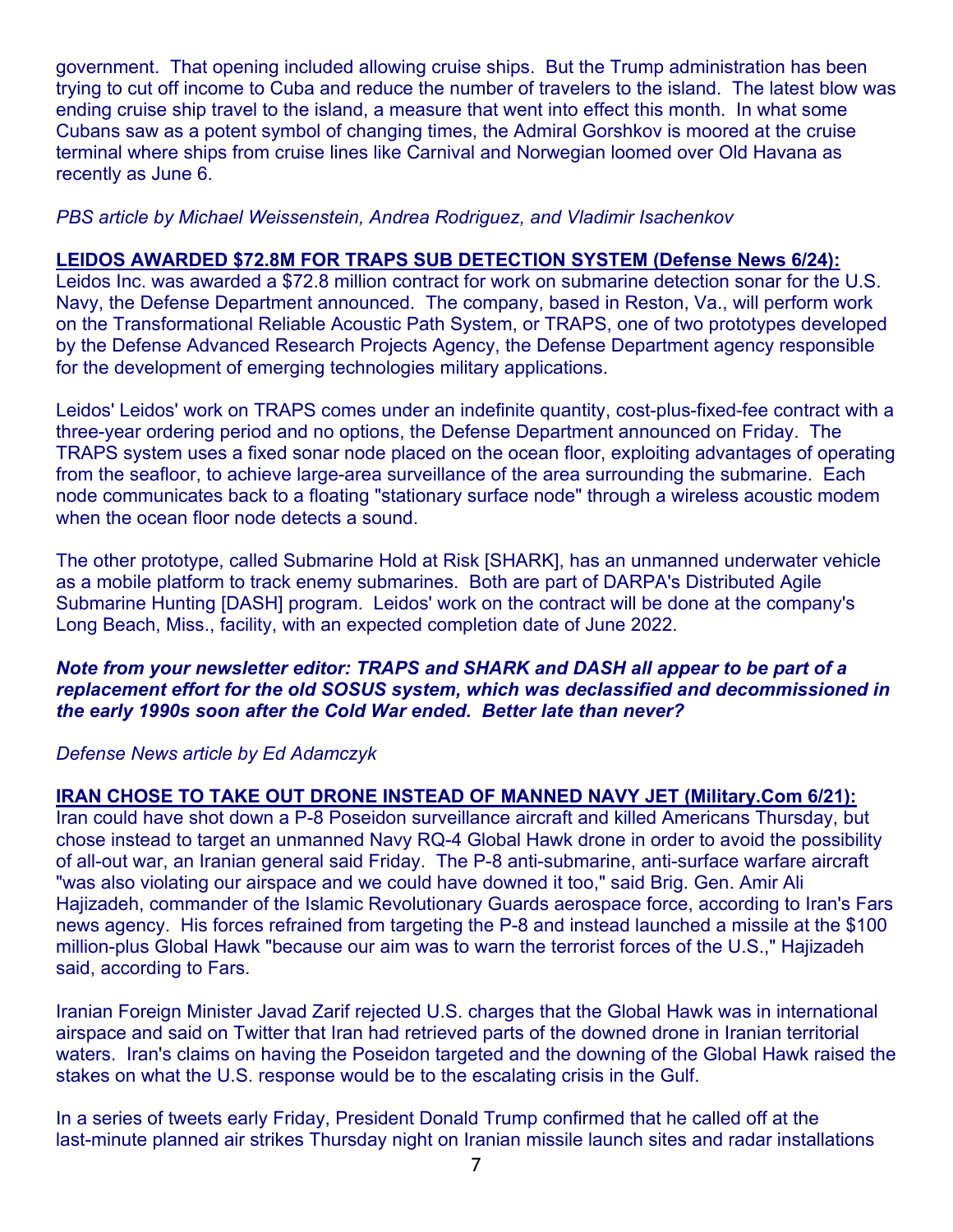government. That opening included allowing cruise ships. But the Trump administration has been trying to cut off income to Cuba and reduce the number of travelers to the island. The latest blow was ending cruise ship travel to the island, a measure that went into effect this month. In what some Cubans saw as a potent symbol of changing times, the Admiral Gorshkov is moored at the cruise terminal where ships from cruise lines like Carnival and Norwegian loomed over Old Havana as recently as June 6.

*PBS article by Michael Weissenstein, Andrea Rodriguez, and Vladimir Isachenkov*

**LEIDOS AWARDED $72.8M FOR TRAPS SUB DETECTION SYSTEM (Defense News 6/24):**

Leidos Inc. was awarded a $72.8 million contract for work on submarine detection sonar for the U.S. Navy, the Defense Department announced. The company, based in Reston, Va., will perform work on the Transformational Reliable Acoustic Path System, or TRAPS, one of two prototypes developed by the Defense Advanced Research Projects Agency, the Defense Department agency responsible for the development of emerging technologies military applications.

Leidos' Leidos' work on TRAPS comes under an indefinite quantity, cost-plus-fixed-fee contract with a three-year ordering period and no options, the Defense Department announced on Friday. The TRAPS system uses a fixed sonar node placed on the ocean floor, exploiting advantages of operating from the seafloor, to achieve large-area surveillance of the area surrounding the submarine. Each node communicates back to a floating "stationary surface node" through a wireless acoustic modem when the ocean floor node detects a sound.

The other prototype, called Submarine Hold at Risk [SHARK], has an unmanned underwater vehicle as a mobile platform to track enemy submarines. Both are part of DARPA's Distributed Agile Submarine Hunting [DASH] program. Leidos' work on the contract will be done at the company's Long Beach, Miss., facility, with an expected completion date of June 2022.

***Note from your newsletter editor: TRAPS and SHARK and DASH all appear to be part of a replacement effort for the old SOSUS system, which was declassified and decommissioned in the early 1990s soon after the Cold War ended. Better late than never?***

*Defense News article by Ed Adamczyk*

**IRAN CHOSE TO TAKE OUT DRONE INSTEAD OF MANNED NAVY JET (Military.Com 6/21):**

Iran could have shot down a P-8 Poseidon surveillance aircraft and killed Americans Thursday, but chose instead to target an unmanned Navy RQ-4 Global Hawk drone in order to avoid the possibility of all-out war, an Iranian general said Friday. The P-8 anti-submarine, anti-surface warfare aircraft "was also violating our airspace and we could have downed it too," said Brig. Gen. Amir Ali Hajizadeh, commander of the Islamic Revolutionary Guards aerospace force, according to Iran's Fars news agency. His forces refrained from targeting the P-8 and instead launched a missile at the $100 million-plus Global Hawk "because our aim was to warn the terrorist forces of the U.S.," Hajizadeh said, according to Fars.

Iranian Foreign Minister Javad Zarif rejected U.S. charges that the Global Hawk was in international airspace and said on Twitter that Iran had retrieved parts of the downed drone in Iranian territorial waters. Iran's claims on having the Poseidon targeted and the downing of the Global Hawk raised the stakes on what the U.S. response would be to the escalating crisis in the Gulf.

In a series of tweets early Friday, President Donald Trump confirmed that he called off at the last-minute planned air strikes Thursday night on Iranian missile launch sites and radar installations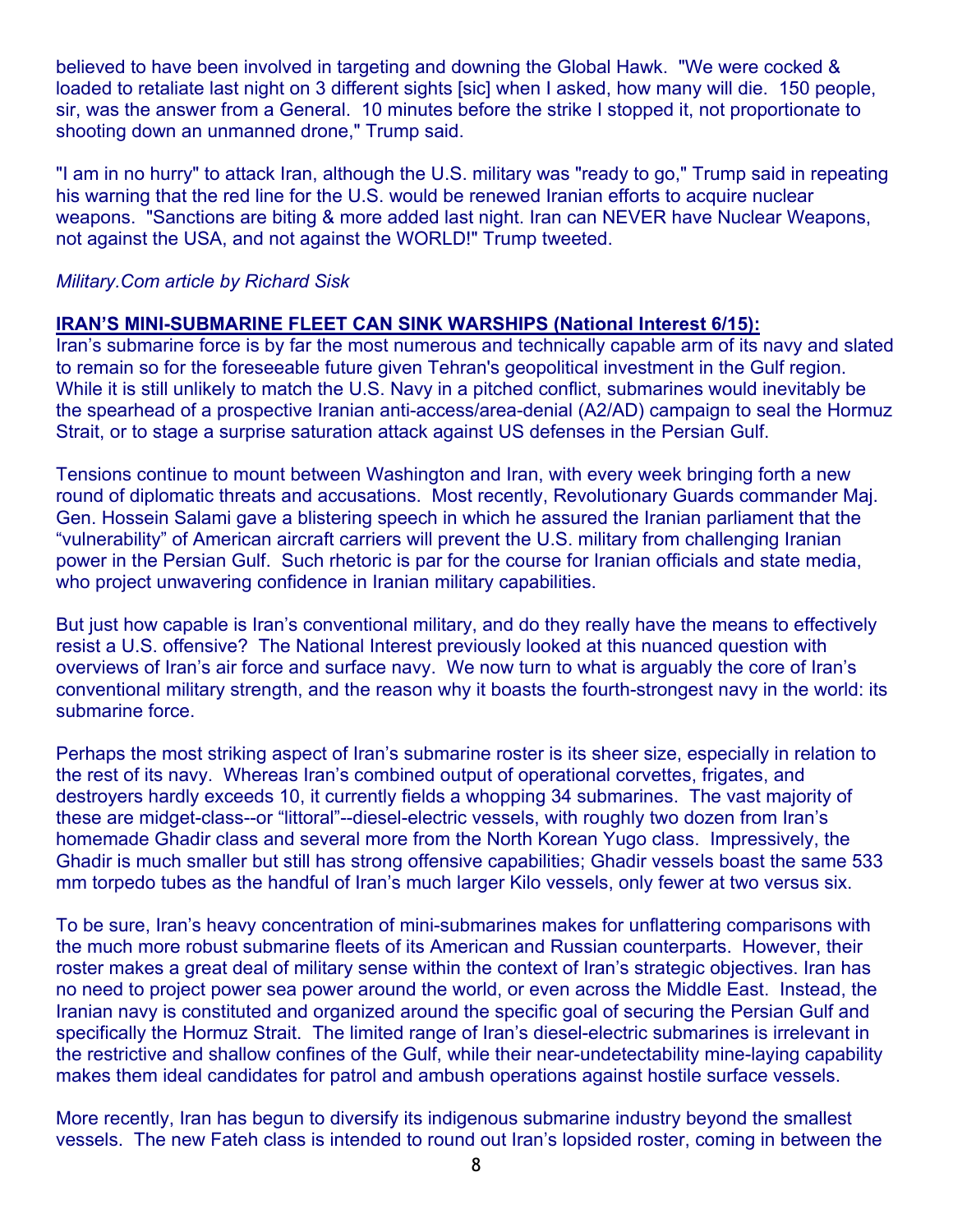believed to have been involved in targeting and downing the Global Hawk. "We were cocked & loaded to retaliate last night on 3 different sights [sic] when I asked, how many will die. 150 people, sir, was the answer from a General. 10 minutes before the strike I stopped it, not proportionate to shooting down an unmanned drone," Trump said.

"I am in no hurry" to attack Iran, although the U.S. military was "ready to go," Trump said in repeating his warning that the red line for the U.S. would be renewed Iranian efforts to acquire nuclear weapons. "Sanctions are biting & more added last night. Iran can NEVER have Nuclear Weapons, not against the USA, and not against the WORLD!" Trump tweeted.

*Military.Com article by Richard Sisk*

**IRAN'S MINI-SUBMARINE FLEET CAN SINK WARSHIPS (National Interest 6/15):**

Iran's submarine force is by far the most numerous and technically capable arm of its navy and slated to remain so for the foreseeable future given Tehran's geopolitical investment in the Gulf region. While it is still unlikely to match the U.S. Navy in a pitched conflict, submarines would inevitably be the spearhead of a prospective Iranian anti-access/area-denial (A2/AD) campaign to seal the Hormuz Strait, or to stage a surprise saturation attack against US defenses in the Persian Gulf.

Tensions continue to mount between Washington and Iran, with every week bringing forth a new round of diplomatic threats and accusations. Most recently, Revolutionary Guards commander Maj. Gen. Hossein Salami gave a blistering speech in which he assured the Iranian parliament that the "vulnerability" of American aircraft carriers will prevent the U.S. military from challenging Iranian power in the Persian Gulf. Such rhetoric is par for the course for Iranian officials and state media, who project unwavering confidence in Iranian military capabilities.

But just how capable is Iran's conventional military, and do they really have the means to effectively resist a U.S. offensive? The National Interest previously looked at this nuanced question with overviews of Iran's air force and surface navy. We now turn to what is arguably the core of Iran's conventional military strength, and the reason why it boasts the fourth-strongest navy in the world: its submarine force.

Perhaps the most striking aspect of Iran's submarine roster is its sheer size, especially in relation to the rest of its navy. Whereas Iran's combined output of operational corvettes, frigates, and destroyers hardly exceeds 10, it currently fields a whopping 34 submarines. The vast majority of these are midget-class--or "littoral"--diesel-electric vessels, with roughly two dozen from Iran's homemade Ghadir class and several more from the North Korean Yugo class. Impressively, the Ghadir is much smaller but still has strong offensive capabilities; Ghadir vessels boast the same 533 mm torpedo tubes as the handful of Iran's much larger Kilo vessels, only fewer at two versus six.

To be sure, Iran's heavy concentration of mini-submarines makes for unflattering comparisons with the much more robust submarine fleets of its American and Russian counterparts. However, their roster makes a great deal of military sense within the context of Iran's strategic objectives. Iran has no need to project power sea power around the world, or even across the Middle East. Instead, the Iranian navy is constituted and organized around the specific goal of securing the Persian Gulf and specifically the Hormuz Strait. The limited range of Iran's diesel-electric submarines is irrelevant in the restrictive and shallow confines of the Gulf, while their near-undetectability mine-laying capability makes them ideal candidates for patrol and ambush operations against hostile surface vessels.

More recently, Iran has begun to diversify its indigenous submarine industry beyond the smallest vessels. The new Fateh class is intended to round out Iran's lopsided roster, coming in between the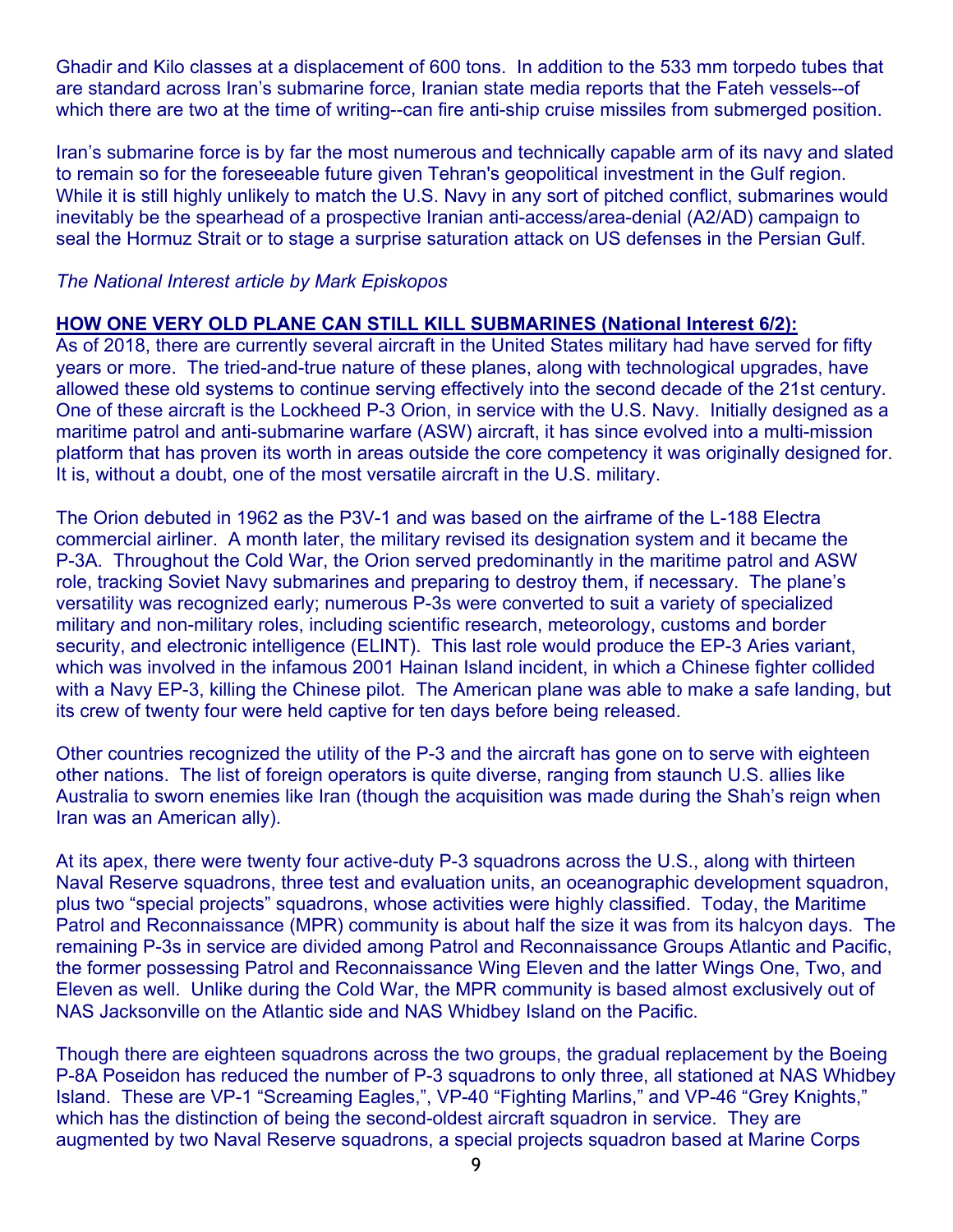Ghadir and Kilo classes at a displacement of 600 tons. In addition to the 533 mm torpedo tubes that are standard across Iran's submarine force, Iranian state media reports that the Fateh vessels--of which there are two at the time of writing--can fire anti-ship cruise missiles from submerged position.

Iran's submarine force is by far the most numerous and technically capable arm of its navy and slated to remain so for the foreseeable future given Tehran's geopolitical investment in the Gulf region. While it is still highly unlikely to match the U.S. Navy in any sort of pitched conflict, submarines would inevitably be the spearhead of a prospective Iranian anti-access/area-denial (A2/AD) campaign to seal the Hormuz Strait or to stage a surprise saturation attack on US defenses in the Persian Gulf.

*The National Interest article by Mark Episkopos*

**HOW ONE VERY OLD PLANE CAN STILL KILL SUBMARINES (National Interest 6/2):**

As of 2018, there are currently several aircraft in the United States military had have served for fifty years or more. The tried-and-true nature of these planes, along with technological upgrades, have allowed these old systems to continue serving effectively into the second decade of the 21st century. One of these aircraft is the Lockheed P-3 Orion, in service with the U.S. Navy. Initially designed as a maritime patrol and anti-submarine warfare (ASW) aircraft, it has since evolved into a multi-mission platform that has proven its worth in areas outside the core competency it was originally designed for. It is, without a doubt, one of the most versatile aircraft in the U.S. military.

The Orion debuted in 1962 as the P3V-1 and was based on the airframe of the L-188 Electra commercial airliner. A month later, the military revised its designation system and it became the P-3A. Throughout the Cold War, the Orion served predominantly in the maritime patrol and ASW role, tracking Soviet Navy submarines and preparing to destroy them, if necessary. The plane's versatility was recognized early; numerous P-3s were converted to suit a variety of specialized military and non-military roles, including scientific research, meteorology, customs and border security, and electronic intelligence (ELINT). This last role would produce the EP-3 Aries variant, which was involved in the infamous 2001 Hainan Island incident, in which a Chinese fighter collided with a Navy EP-3, killing the Chinese pilot. The American plane was able to make a safe landing, but its crew of twenty four were held captive for ten days before being released.

Other countries recognized the utility of the P-3 and the aircraft has gone on to serve with eighteen other nations. The list of foreign operators is quite diverse, ranging from staunch U.S. allies like Australia to sworn enemies like Iran (though the acquisition was made during the Shah's reign when Iran was an American ally).

At its apex, there were twenty four active-duty P-3 squadrons across the U.S., along with thirteen Naval Reserve squadrons, three test and evaluation units, an oceanographic development squadron, plus two "special projects" squadrons, whose activities were highly classified. Today, the Maritime Patrol and Reconnaissance (MPR) community is about half the size it was from its halcyon days. The remaining P-3s in service are divided among Patrol and Reconnaissance Groups Atlantic and Pacific, the former possessing Patrol and Reconnaissance Wing Eleven and the latter Wings One, Two, and Eleven as well. Unlike during the Cold War, the MPR community is based almost exclusively out of NAS Jacksonville on the Atlantic side and NAS Whidbey Island on the Pacific.

Though there are eighteen squadrons across the two groups, the gradual replacement by the Boeing P-8A Poseidon has reduced the number of P-3 squadrons to only three, all stationed at NAS Whidbey Island. These are VP-1 "Screaming Eagles,", VP-40 "Fighting Marlins," and VP-46 "Grey Knights," which has the distinction of being the second-oldest aircraft squadron in service. They are augmented by two Naval Reserve squadrons, a special projects squadron based at Marine Corps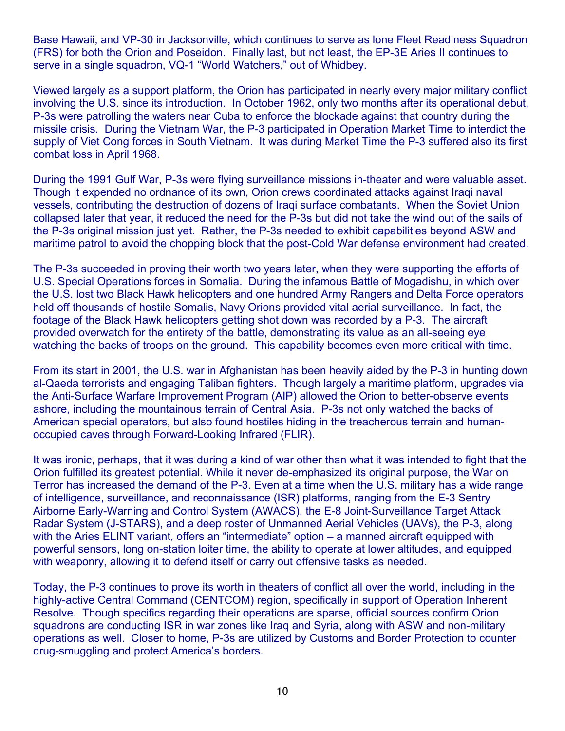Base Hawaii, and VP-30 in Jacksonville, which continues to serve as lone Fleet Readiness Squadron (FRS) for both the Orion and Poseidon. Finally last, but not least, the EP-3E Aries II continues to serve in a single squadron, VQ-1 "World Watchers," out of Whidbey.

Viewed largely as a support platform, the Orion has participated in nearly every major military conflict involving the U.S. since its introduction. In October 1962, only two months after its operational debut, P-3s were patrolling the waters near Cuba to enforce the blockade against that country during the missile crisis. During the Vietnam War, the P-3 participated in Operation Market Time to interdict the supply of Viet Cong forces in South Vietnam. It was during Market Time the P-3 suffered also its first combat loss in April 1968.

During the 1991 Gulf War, P-3s were flying surveillance missions in-theater and were valuable asset. Though it expended no ordnance of its own, Orion crews coordinated attacks against Iraqi naval vessels, contributing the destruction of dozens of Iraqi surface combatants. When the Soviet Union collapsed later that year, it reduced the need for the P-3s but did not take the wind out of the sails of the P-3s original mission just yet. Rather, the P-3s needed to exhibit capabilities beyond ASW and maritime patrol to avoid the chopping block that the post-Cold War defense environment had created.

The P-3s succeeded in proving their worth two years later, when they were supporting the efforts of U.S. Special Operations forces in Somalia. During the infamous Battle of Mogadishu, in which over the U.S. lost two Black Hawk helicopters and one hundred Army Rangers and Delta Force operators held off thousands of hostile Somalis, Navy Orions provided vital aerial surveillance. In fact, the footage of the Black Hawk helicopters getting shot down was recorded by a P-3. The aircraft provided overwatch for the entirety of the battle, demonstrating its value as an all-seeing eye watching the backs of troops on the ground. This capability becomes even more critical with time.

From its start in 2001, the U.S. war in Afghanistan has been heavily aided by the P-3 in hunting down al-Qaeda terrorists and engaging Taliban fighters. Though largely a maritime platform, upgrades via the Anti-Surface Warfare Improvement Program (AIP) allowed the Orion to better-observe events ashore, including the mountainous terrain of Central Asia. P-3s not only watched the backs of American special operators, but also found hostiles hiding in the treacherous terrain and human-occupied caves through Forward-Looking Infrared (FLIR).

It was ironic, perhaps, that it was during a kind of war other than what it was intended to fight that the Orion fulfilled its greatest potential. While it never de-emphasized its original purpose, the War on Terror has increased the demand of the P-3. Even at a time when the U.S. military has a wide range of intelligence, surveillance, and reconnaissance (ISR) platforms, ranging from the E-3 Sentry Airborne Early-Warning and Control System (AWACS), the E-8 Joint-Surveillance Target Attack Radar System (J-STARS), and a deep roster of Unmanned Aerial Vehicles (UAVs), the P-3, along with the Aries ELINT variant, offers an "intermediate" option – a manned aircraft equipped with powerful sensors, long on-station loiter time, the ability to operate at lower altitudes, and equipped with weaponry, allowing it to defend itself or carry out offensive tasks as needed.

Today, the P-3 continues to prove its worth in theaters of conflict all over the world, including in the highly-active Central Command (CENTCOM) region, specifically in support of Operation Inherent Resolve. Though specifics regarding their operations are sparse, official sources confirm Orion squadrons are conducting ISR in war zones like Iraq and Syria, along with ASW and non-military operations as well. Closer to home, P-3s are utilized by Customs and Border Protection to counter drug-smuggling and protect America's borders.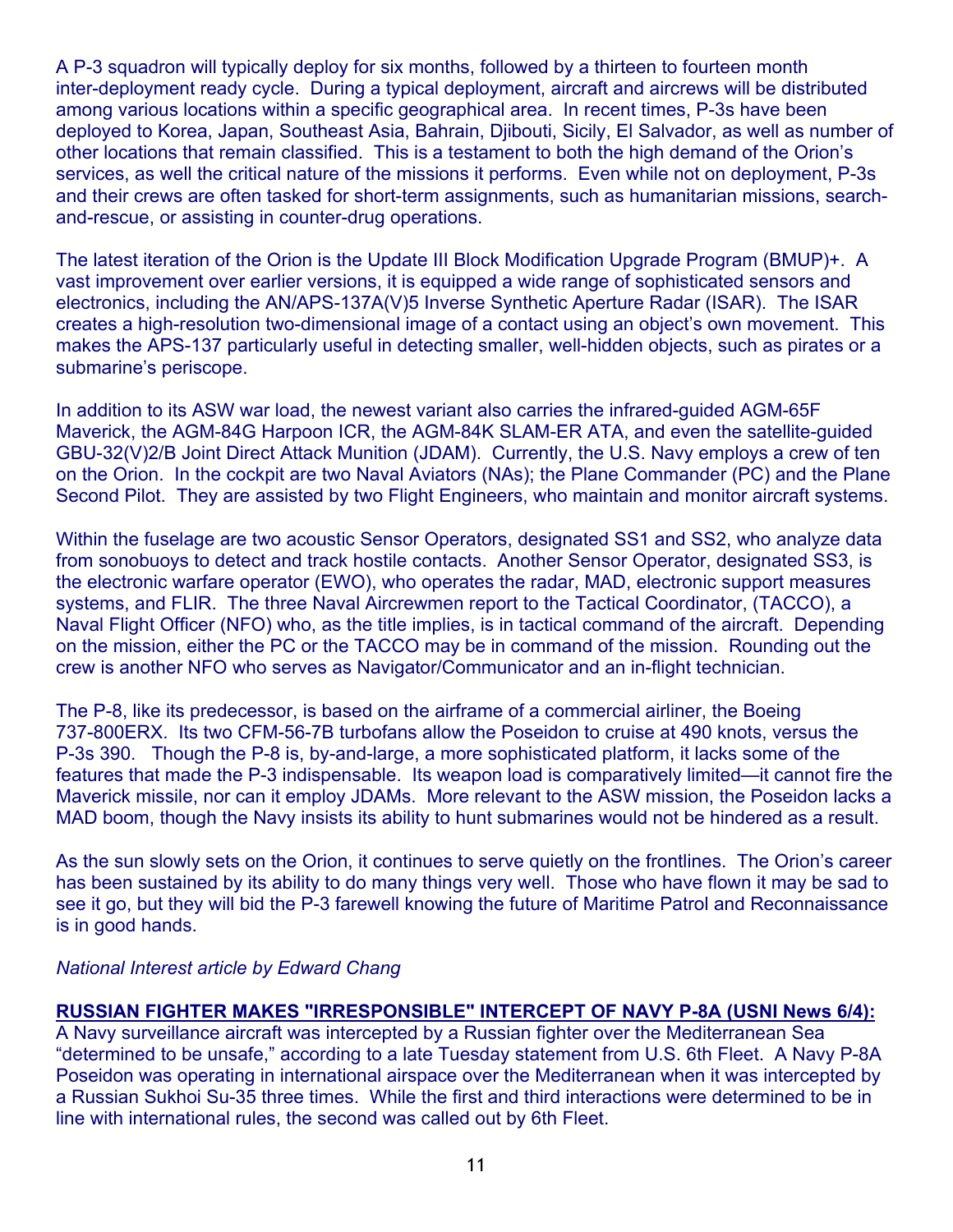A P-3 squadron will typically deploy for six months, followed by a thirteen to fourteen month inter-deployment ready cycle. During a typical deployment, aircraft and aircrews will be distributed among various locations within a specific geographical area. In recent times, P-3s have been deployed to Korea, Japan, Southeast Asia, Bahrain, Djibouti, Sicily, El Salvador, as well as number of other locations that remain classified. This is a testament to both the high demand of the Orion's services, as well the critical nature of the missions it performs. Even while not on deployment, P-3s and their crews are often tasked for short-term assignments, such as humanitarian missions, search-and-rescue, or assisting in counter-drug operations.

The latest iteration of the Orion is the Update III Block Modification Upgrade Program (BMUP)+. A vast improvement over earlier versions, it is equipped a wide range of sophisticated sensors and electronics, including the AN/APS-137A(V)5 Inverse Synthetic Aperture Radar (ISAR). The ISAR creates a high-resolution two-dimensional image of a contact using an object's own movement. This makes the APS-137 particularly useful in detecting smaller, well-hidden objects, such as pirates or a submarine's periscope.

In addition to its ASW war load, the newest variant also carries the infrared-guided AGM-65F Maverick, the AGM-84G Harpoon ICR, the AGM-84K SLAM-ER ATA, and even the satellite-guided GBU-32(V)2/B Joint Direct Attack Munition (JDAM). Currently, the U.S. Navy employs a crew of ten on the Orion. In the cockpit are two Naval Aviators (NAs); the Plane Commander (PC) and the Plane Second Pilot. They are assisted by two Flight Engineers, who maintain and monitor aircraft systems.

Within the fuselage are two acoustic Sensor Operators, designated SS1 and SS2, who analyze data from sonobuoys to detect and track hostile contacts. Another Sensor Operator, designated SS3, is the electronic warfare operator (EWO), who operates the radar, MAD, electronic support measures systems, and FLIR. The three Naval Aircrewmen report to the Tactical Coordinator, (TACCO), a Naval Flight Officer (NFO) who, as the title implies, is in tactical command of the aircraft. Depending on the mission, either the PC or the TACCO may be in command of the mission. Rounding out the crew is another NFO who serves as Navigator/Communicator and an in-flight technician.

The P-8, like its predecessor, is based on the airframe of a commercial airliner, the Boeing 737-800ERX. Its two CFM-56-7B turbofans allow the Poseidon to cruise at 490 knots, versus the P-3s 390. Though the P-8 is, by-and-large, a more sophisticated platform, it lacks some of the features that made the P-3 indispensable. Its weapon load is comparatively limited—it cannot fire the Maverick missile, nor can it employ JDAMs. More relevant to the ASW mission, the Poseidon lacks a MAD boom, though the Navy insists its ability to hunt submarines would not be hindered as a result.

As the sun slowly sets on the Orion, it continues to serve quietly on the frontlines. The Orion's career has been sustained by its ability to do many things very well. Those who have flown it may be sad to see it go, but they will bid the P-3 farewell knowing the future of Maritime Patrol and Reconnaissance is in good hands.

*National Interest article by Edward Chang*

**RUSSIAN FIGHTER MAKES "IRRESPONSIBLE" INTERCEPT OF NAVY P-8A (USNI News 6/4):**
A Navy surveillance aircraft was intercepted by a Russian fighter over the Mediterranean Sea "determined to be unsafe," according to a late Tuesday statement from U.S. 6th Fleet. A Navy P-8A Poseidon was operating in international airspace over the Mediterranean when it was intercepted by a Russian Sukhoi Su-35 three times. While the first and third interactions were determined to be in line with international rules, the second was called out by 6th Fleet.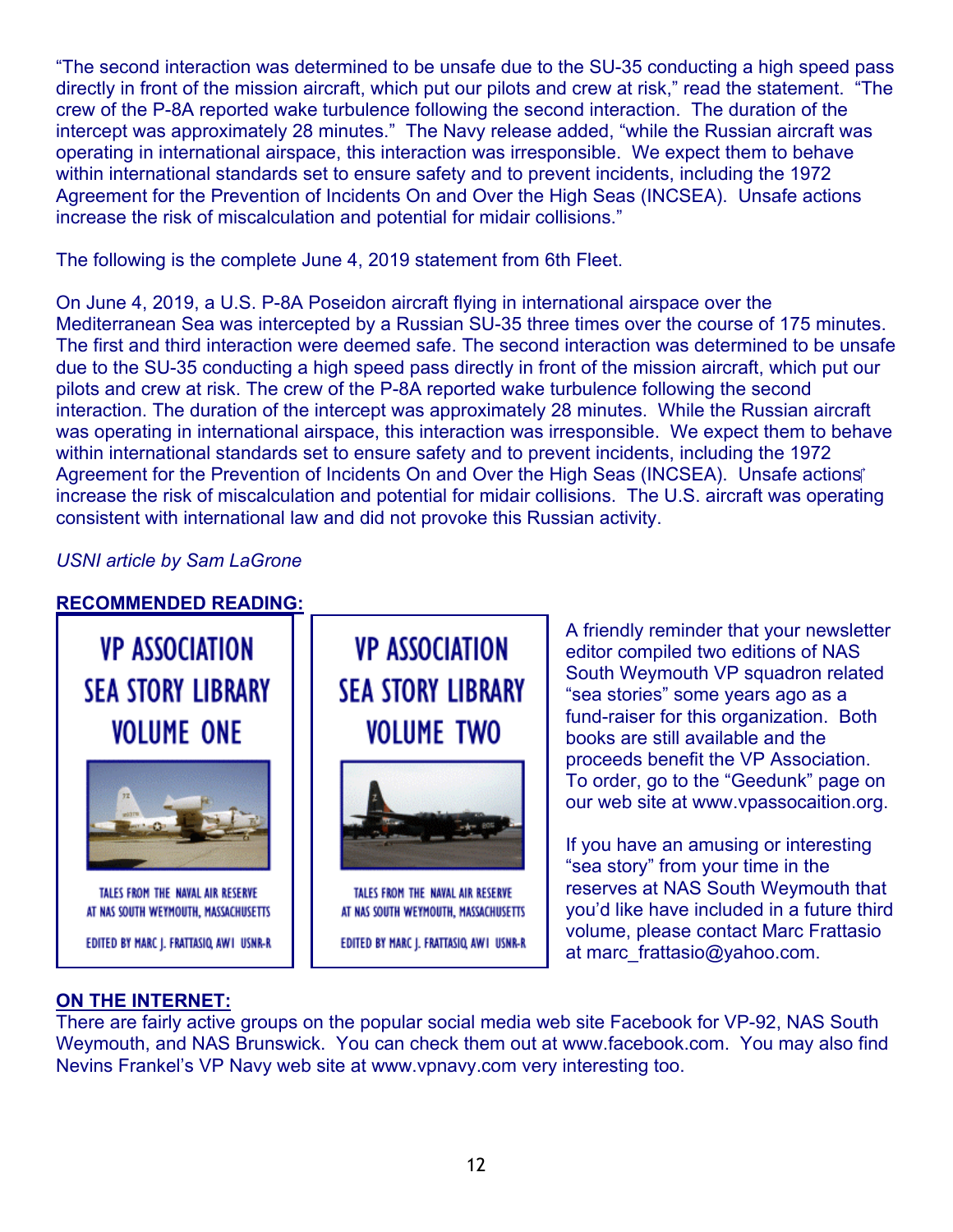"The second interaction was determined to be unsafe due to the SU-35 conducting a high speed pass directly in front of the mission aircraft, which put our pilots and crew at risk," read the statement. "The crew of the P-8A reported wake turbulence following the second interaction. The duration of the intercept was approximately 28 minutes." The Navy release added, "while the Russian aircraft was operating in international airspace, this interaction was irresponsible. We expect them to behave within international standards set to ensure safety and to prevent incidents, including the 1972 Agreement for the Prevention of Incidents On and Over the High Seas (INCSEA). Unsafe actions increase the risk of miscalculation and potential for midair collisions."

The following is the complete June 4, 2019 statement from 6th Fleet.

On June 4, 2019, a U.S. P-8A Poseidon aircraft flying in international airspace over the Mediterranean Sea was intercepted by a Russian SU-35 three times over the course of 175 minutes. The first and third interaction were deemed safe. The second interaction was determined to be unsafe due to the SU-35 conducting a high speed pass directly in front of the mission aircraft, which put our pilots and crew at risk. The crew of the P-8A reported wake turbulence following the second interaction. The duration of the intercept was approximately 28 minutes. While the Russian aircraft was operating in international airspace, this interaction was irresponsible. We expect them to behave within international standards set to ensure safety and to prevent incidents, including the 1972 Agreement for the Prevention of Incidents On and Over the High Seas (INCSEA). Unsafe actions increase the risk of miscalculation and potential for midair collisions. The U.S. aircraft was operating consistent with international law and did not provoke this Russian activity.

*USNI article by Sam LaGrone*

**RECOMMENDED READING:**

VP ASSOCIATION SEA STORY LIBRARY VOLUME ONE

TALES FROM THE NAVAL AIR RESERVE AT NAS SOUTH WEYMOUTH, MASSACHUSETTS

EDITED BY MARC J. FRATTASIO, AW1 USNR-R

VP ASSOCIATION SEA STORY LIBRARY VOLUME TWO

TALES FROM THE NAVAL AIR RESERVE AT NAS SOUTH WEYMOUTH, MASSACHUSETTS

EDITED BY MARC J. FRATTASIO, AW1 USNR-R

A friendly reminder that your newsletter editor compiled two editions of NAS South Weymouth VP squadron related "sea stories" some years ago as a fund-raiser for this organization. Both books are still available and the proceeds benefit the VP Association. To order, go to the "Geedunk" page on our web site at www.vpassocaition.org.

If you have an amusing or interesting "sea story" from your time in the reserves at NAS South Weymouth that you'd like have included in a future third volume, please contact Marc Frattasio at marc_frattasio@yahoo.com.

**ON THE INTERNET:**

There are fairly active groups on the popular social media web site Facebook for VP-92, NAS South Weymouth, and NAS Brunswick. You can check them out at www.facebook.com. You may also find Nevins Frankel's VP Navy web site at www.vpnavy.com very interesting too.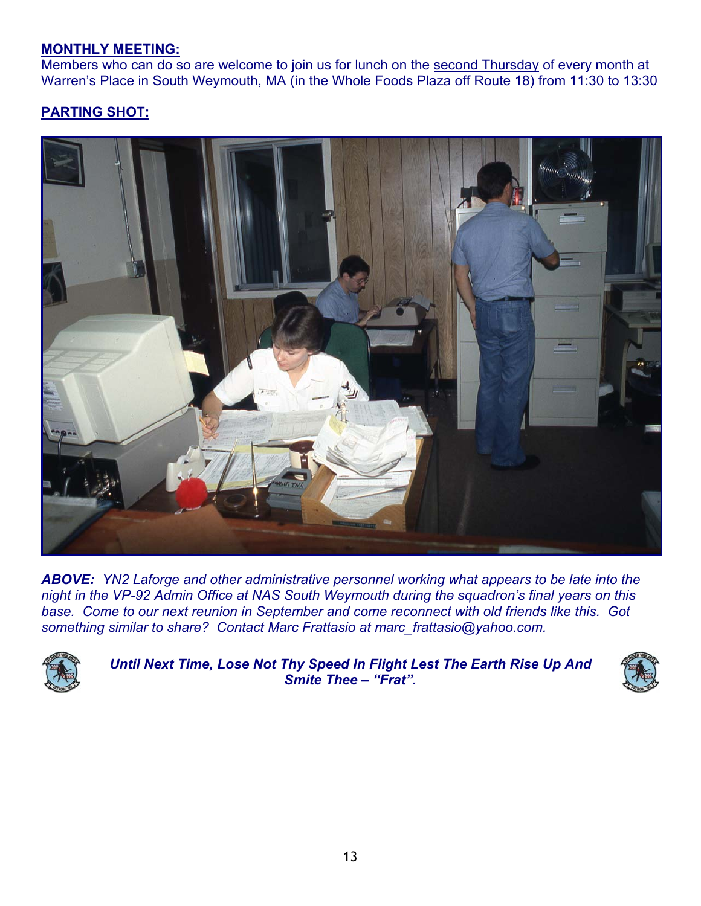## MONTHLY MEETING:

Members who can do so are welcome to join us for lunch on the second Thursday of every month at Warren's Place in South Weymouth, MA (in the Whole Foods Plaza off Route 18) from 11:30 to 13:30

## PARTING SHOT:

***ABOVE:*** *YN2 Laforge and other administrative personnel working what appears to be late into the night in the VP-92 Admin Office at NAS South Weymouth during the squadron's final years on this base. Come to our next reunion in September and come reconnect with old friends like this. Got something similar to share? Contact Marc Frattasio at marc_frattasio@yahoo.com.*

***Until Next Time, Lose Not Thy Speed In Flight Lest The Earth Rise Up And Smite Thee – "Frat".***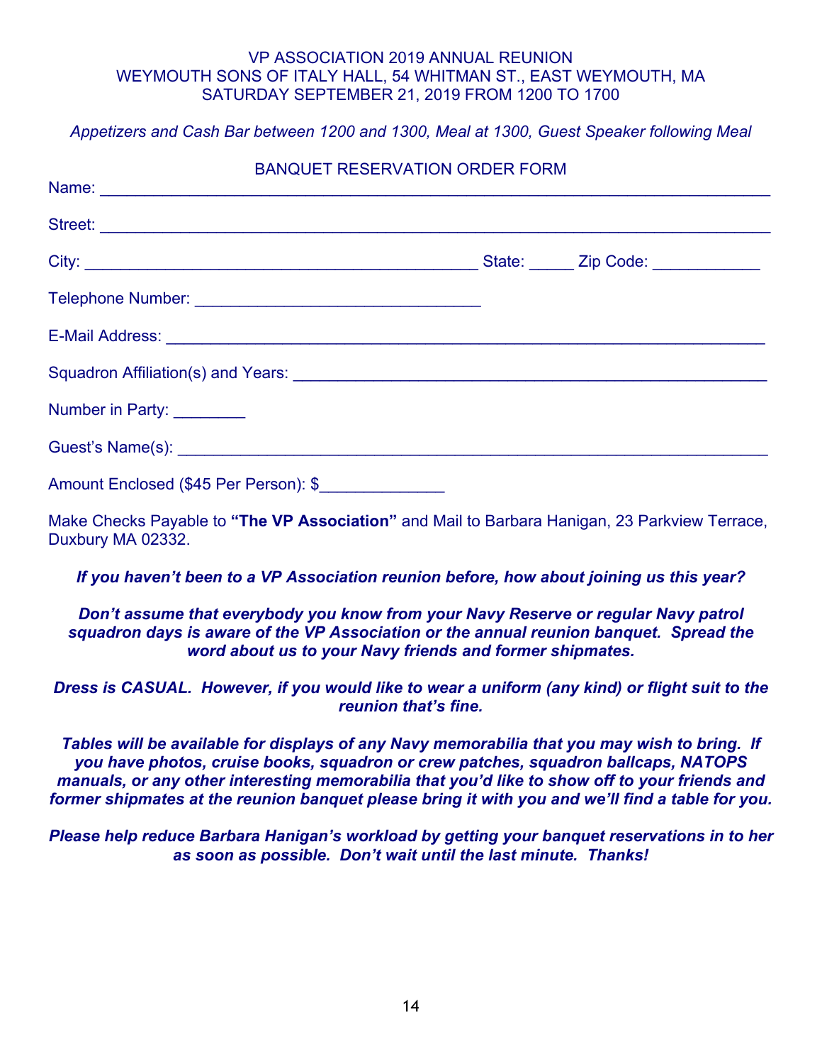VP ASSOCIATION 2019 ANNUAL REUNION
WEYMOUTH SONS OF ITALY HALL, 54 WHITMAN ST., EAST WEYMOUTH, MA
SATURDAY SEPTEMBER 21, 2019 FROM 1200 TO 1700

*Appetizers and Cash Bar between 1200 and 1300, Meal at 1300, Guest Speaker following Meal*

BANQUET RESERVATION ORDER FORM

Name: ______________________________________________________________________

Street: ______________________________________________________________________

City: ________________________________________ State: _____ Zip Code: ____________

Telephone Number: ________________________________

E-Mail Address: ______________________________________________________________

Squadron Affiliation(s) and Years: _____________________________________________

Number in Party: ________

Guest's Name(s): _____________________________________________________________

Amount Enclosed ($45 Per Person): $______________

Make Checks Payable to **"The VP Association"** and Mail to Barbara Hanigan, 23 Parkview Terrace, Duxbury MA 02332.

***If you haven't been to a VP Association reunion before, how about joining us this year?***

***Don't assume that everybody you know from your Navy Reserve or regular Navy patrol squadron days is aware of the VP Association or the annual reunion banquet. Spread the word about us to your Navy friends and former shipmates.***

***Dress is CASUAL. However, if you would like to wear a uniform (any kind) or flight suit to the reunion that's fine.***

***Tables will be available for displays of any Navy memorabilia that you may wish to bring. If you have photos, cruise books, squadron or crew patches, squadron ballcaps, NATOPS manuals, or any other interesting memorabilia that you'd like to show off to your friends and former shipmates at the reunion banquet please bring it with you and we'll find a table for you.***

***Please help reduce Barbara Hanigan's workload by getting your banquet reservations in to her as soon as possible. Don't wait until the last minute. Thanks!***